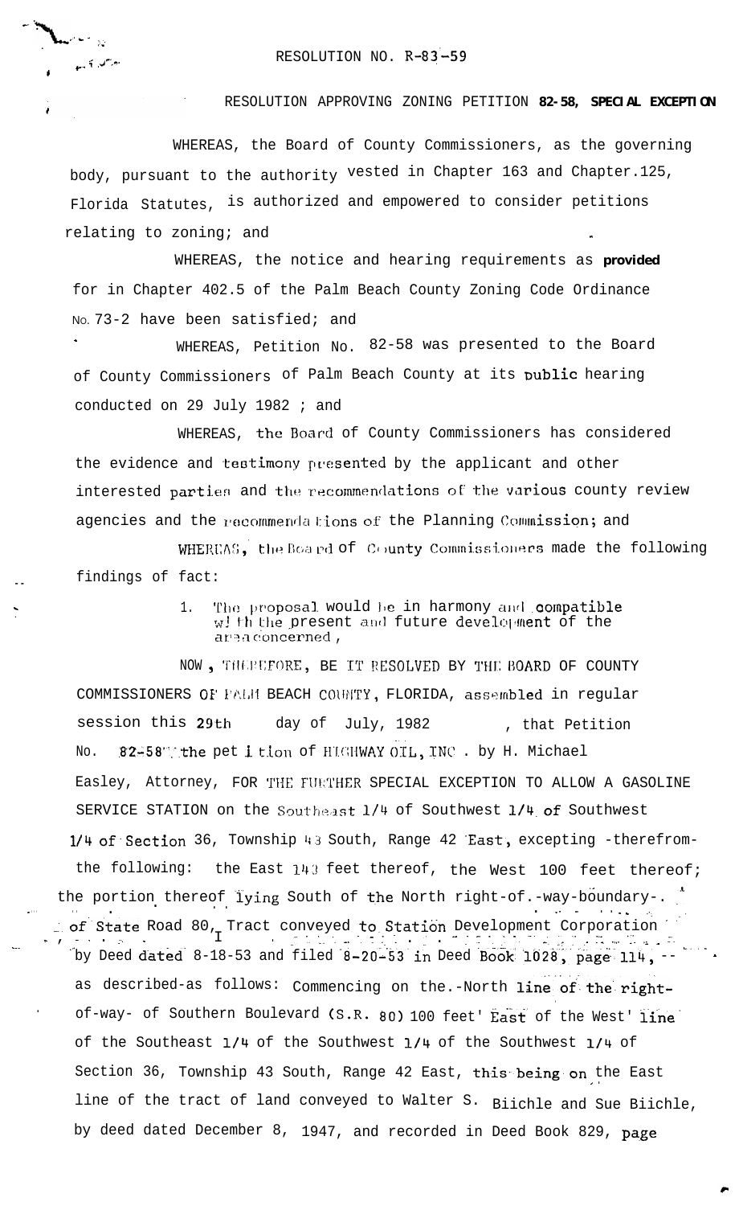RESOLUTION NO. R-83-59

RESOLUTION APPROVING ZONING PETITION **82-58, SPECIAL EXCEPTION**

WHEREAS, the Board of County Commissioners, as the governing body, pursuant to the authority vested in Chapter 163 and Chapter.125, Florida Statutes, is authorized and empowered to consider petitions relating to zoning; and

WHEREAS, the notice and hearing requirements as **provided** for in Chapter 402.5 of the Palm Beach County Zoning Code Ordinance No. 73-2 have been satisfied; and

WHEREAS, Petition No. 82-58 was presented to the Board of County Commissioners of Palm Beach County at its public hearing conducted on 29 July 1982 ; and

WHEREAS, the Board of County Commissioners has considered the evidence and testimony presented by the applicant and other interested parties and the recommendations of the various county review agencies and the recommendations of the Planning Commission; and

WHEREAS, the Board of County Commissioners made the following findings of fact:

1. The proposal would be in harmony and compatible with the present and future development of the area concerned,

NOW, THEREFORE, BE IT RESOLVED BY THE BOARD OF COUNTY COMMISSIONERS OF PALM BEACH COUNTY, FLORIDA, assembled in regular session this 29th day of July, 1982 , that Petition No. 82-58, the petition of HIGHWAY OIL, INC. by H. Michael Easley, Attorney, FOR THE FURTHER SPECIAL EXCEPTION TO ALLOW A GASOLINE SERVICE STATION on the Southeast 1/4 of Southwest 1/4 of Southwest 1/4 of Section 36, Township 43 South, Range 42 East, excepting -therefrom- the following: the East 143 feet thereof, the West 100 feet thereof; the portion thereof lying South of the North right-of-way-boundary- of State Road 80, Tract conveyed to Station Development Corporation by Deed dated 8-18-53 and filed 8-20-53 in Deed Book 1028, page 114, -- as described-as follows: Commencing on the.-North line of the right-of-way- of Southern Boulevard (S.R. 80) 100 feet East of the West line of the Southeast 1/4 of the Southwest 1/4 of the Southwest 1/4 of Section 36, Township 43 South, Range 42 East, this being on the East line of the tract of land conveyed to Walter S. Biichle and Sue Biichle, by deed dated December 8, 1947, and recorded in Deed Book 829, page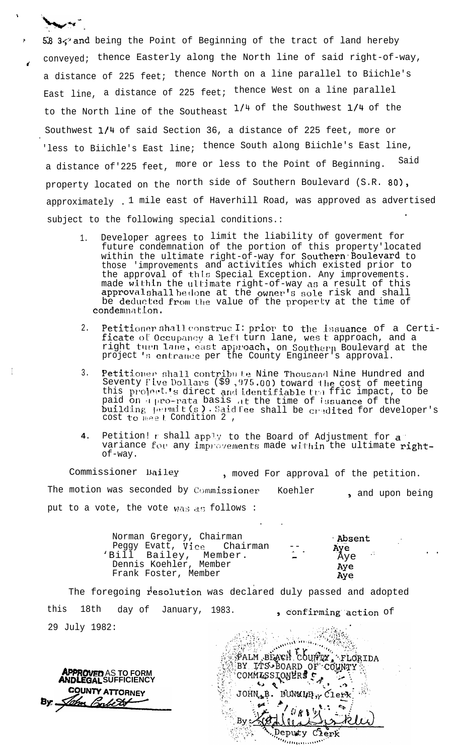58 3' and being the Point of Beginning of the tract of land hereby conveyed; thence Easterly along the North line of said right-of-way, a distance of 225 feet; thence North on a line parallel to Biichle's East line, a distance of 225 feet; thence West on a line parallel to the North line of the Southeast 1/4 of the Southwest 1/4 of the Southwest 1/4 of said Section 36, a distance of 225 feet, more or less to Biichle's East line; thence South along Biichle's East line, a distance of 225 feet, more or less to the Point of Beginning. Said property located on the north side of Southern Boulevard (S.R. 80), approximately .1 mile east of Haverhill Road, was approved as advertised subject to the following special conditions.:

1. Developer agrees to limit the liability of goverment for future condemnation of the portion of this property located within the ultimate right-of-way for Southern Boulevard to those improvements and activities which existed prior to the approval of this Special Exception. Any improvements made within the ultimate right-of-way as a result of this approval shall be done at the owner's sole risk and shall be deducted from the value of the property at the time of condemnation.

2. Petitioner shall construct prior to the issuance of a Certificate of Occupancy a left turn lane, west approach, and a right turn lane, east approach, on Southern Boulevard at the project's entrance per the County Engineer's approval.

3. Petitioner shall contribute Nine Thousand Nine Hundred and Seventy Five Dollars ($9,975.00) toward the cost of meeting this project's direct and identifiable traffic impact, to be paid on a pro-rata basis at the time of issuance of the building permit(s). Said fee shall be credited for developer's cost to meet Condition 2,

4. Petitioner shall apply to the Board of Adjustment for a variance for any improvements made within the ultimate right-of-way.

Commissioner Bailey, moved for approval of the petition. The motion was seconded by Commissioner Koehler, and upon being put to a vote, the vote was as follows:

| | |
|---|---|
| Norman Gregory, Chairman | Absent |
| Peggy Evatt, Vice Chairman | Aye |
| Bill Bailey, Member | Aye |
| Dennis Koehler, Member | Aye |
| Frank Foster, Member | Aye |

The foregoing resolution was declared duly passed and adopted this 18th day of January, 1983, confirming action of 29 July 1982.

APPROVED AS TO FORM AND LEGAL SUFFICIENCY
COUNTY ATTORNEY
By: [signature]

PALM BEACH COUNTY, FLORIDA
BY ITS BOARD OF COUNTY COMMISSIONERS
JOHN B. DUNKLE, Clerk
By: [signature]
Deputy Clerk